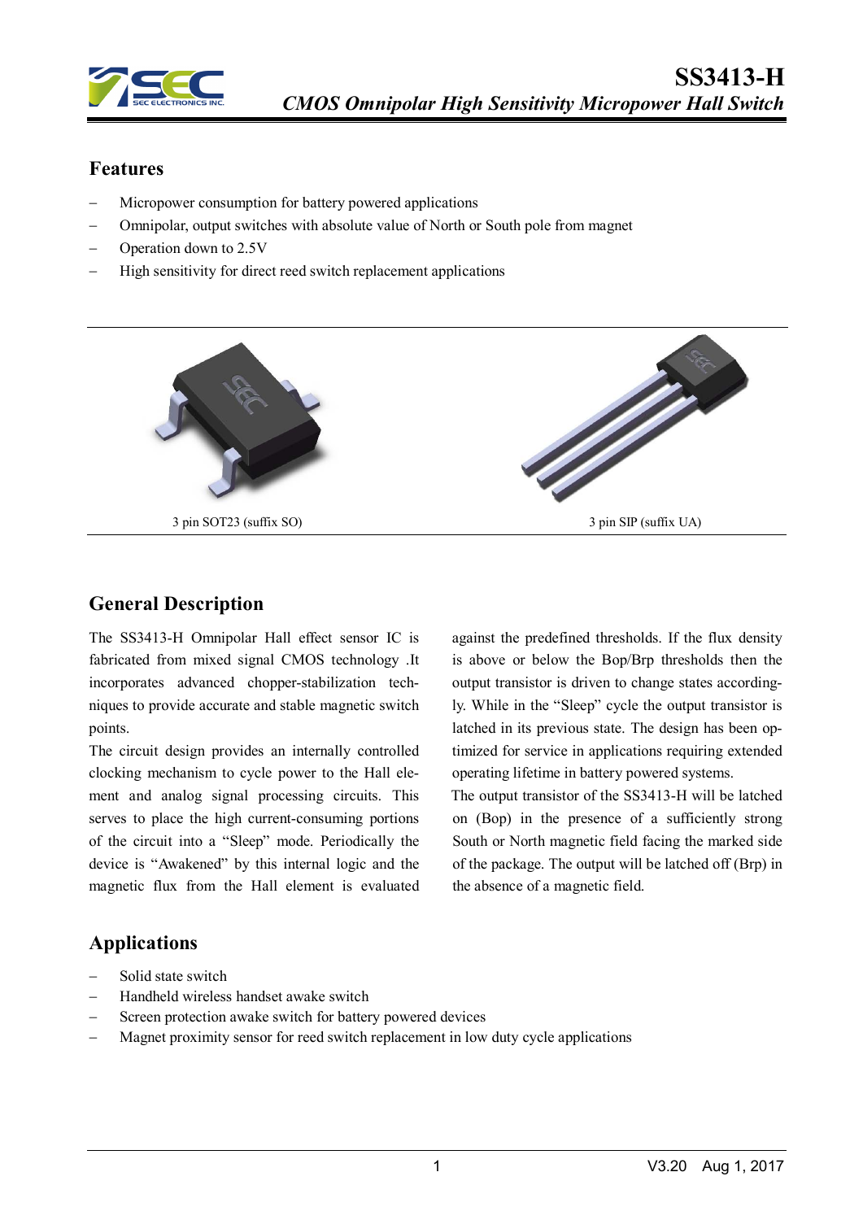# SS3413-H

*CMOS Omnipolar High Sensitivity Micropower Hall Switch*

## Features

- Micropower consumption for battery powered applications
- Omnipolar, output switches with absolute value of North or South pole from magnet
- Operation down to 2.5V
- High sensitivity for direct reed switch replacement applications

3 pin SOT23 (suffix SO)

3 pin SIP (suffix UA)

## General Description

The SS3413-H Omnipolar Hall effect sensor IC is fabricated from mixed signal CMOS technology .It incorporates advanced chopper-stabilization techniques to provide accurate and stable magnetic switch points.

The circuit design provides an internally controlled clocking mechanism to cycle power to the Hall element and analog signal processing circuits. This serves to place the high current-consuming portions of the circuit into a "Sleep" mode. Periodically the device is "Awakened" by this internal logic and the magnetic flux from the Hall element is evaluated against the predefined thresholds. If the flux density is above or below the Bop/Brp thresholds then the output transistor is driven to change states accordingly. While in the "Sleep" cycle the output transistor is latched in its previous state. The design has been optimized for service in applications requiring extended operating lifetime in battery powered systems.

The output transistor of the SS3413-H will be latched on (Bop) in the presence of a sufficiently strong South or North magnetic field facing the marked side of the package. The output will be latched off (Brp) in the absence of a magnetic field.

## Applications

- Solid state switch
- Handheld wireless handset awake switch
- Screen protection awake switch for battery powered devices
- Magnet proximity sensor for reed switch replacement in low duty cycle applications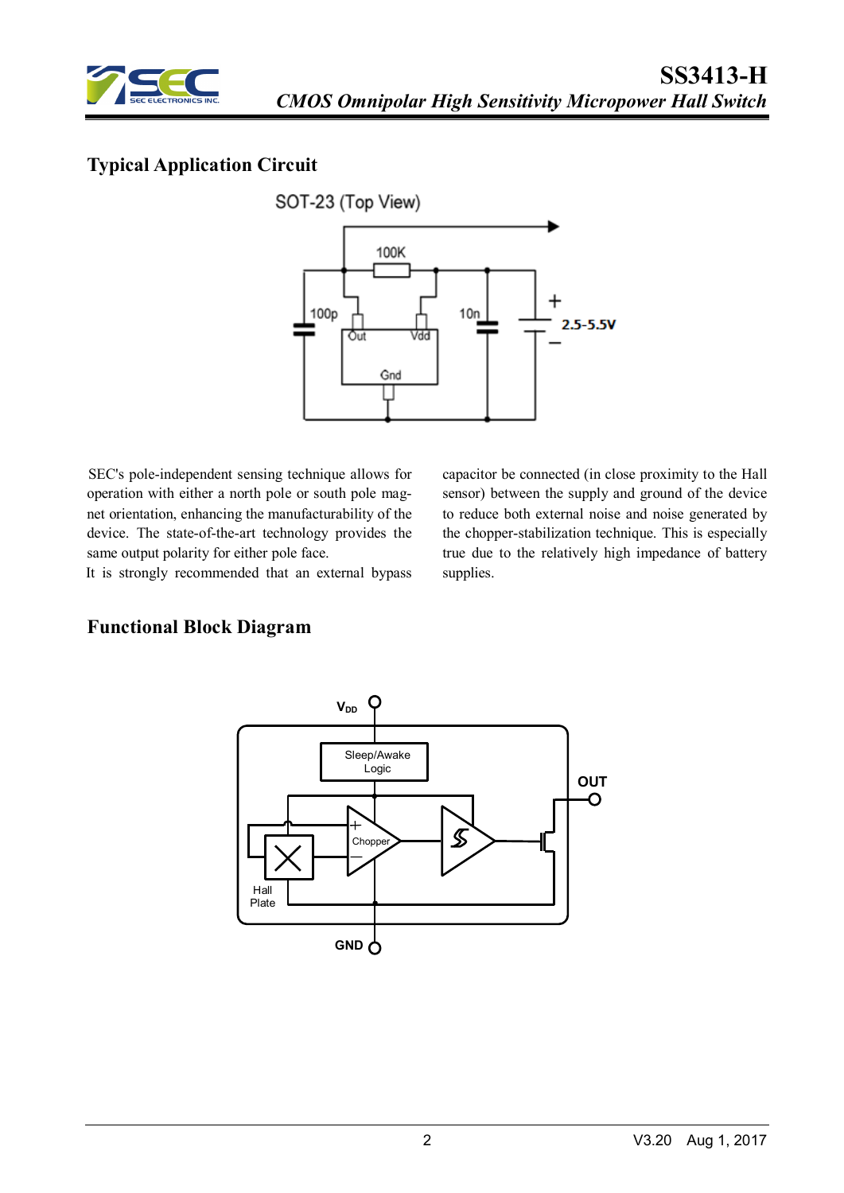## Typical Application Circuit

SOT-23 (Top View)

100K

100p

10n

Out Vdd

Gnd

\+

2.5-5.5V

−

SEC's pole-independent sensing technique allows for operation with either a north pole or south pole magnet orientation, enhancing the manufacturability of the device. The state-of-the-art technology provides the same output polarity for either pole face.

It is strongly recommended that an external bypass capacitor be connected (in close proximity to the Hall sensor) between the supply and ground of the device to reduce both external noise and noise generated by the chopper-stabilization technique. This is especially true due to the relatively high impedance of battery supplies.

## Functional Block Diagram

$V_{DD}$

Sleep/Awake Logic

OUT

Chopper

Hall Plate

GND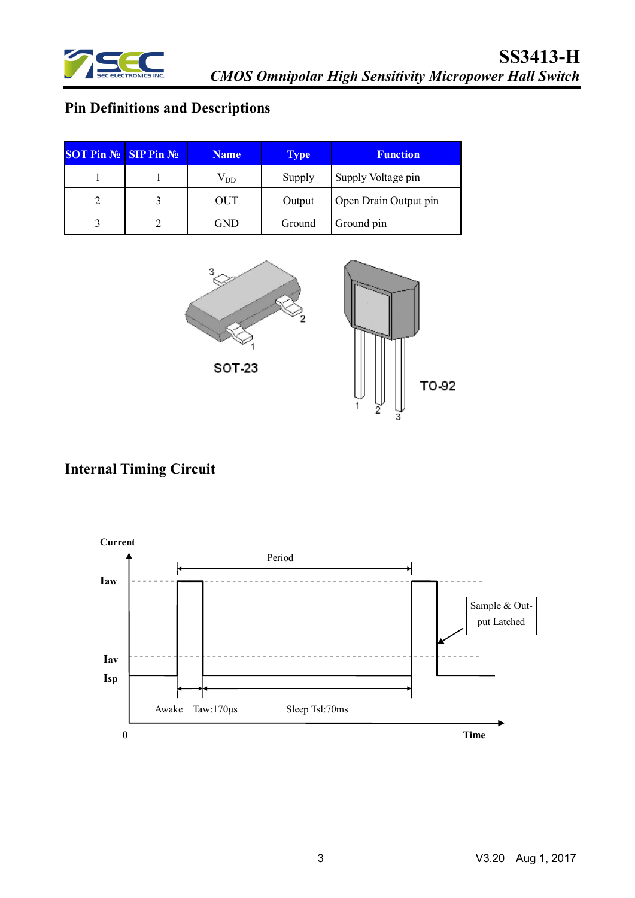## Pin Definitions and Descriptions

| SOT Pin № | SIP Pin № | Name | Type | Function |
|---|---|---|---|---|
| 1 | 1 | $V_{DD}$ | Supply | Supply Voltage pin |
| 2 | 3 | OUT | Output | Open Drain Output pin |
| 3 | 2 | GND | Ground | Ground pin |

SOT-23

TO-92

## Internal Timing Circuit

Current

Iaw

Iav

Isp

Period

Sample & Output Latched

Awake Taw:170µs

Sleep Tsl:70ms

0

Time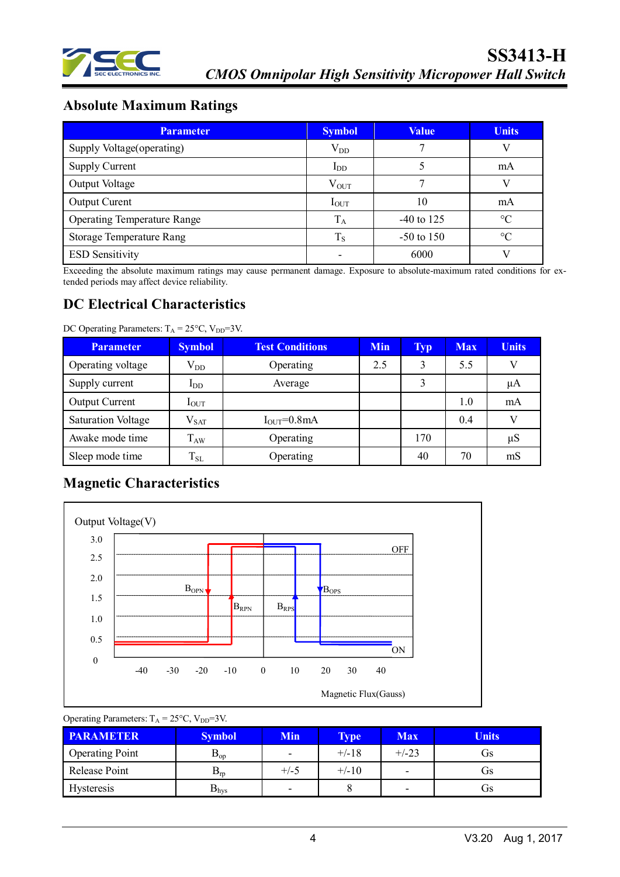## Absolute Maximum Ratings

| Parameter | Symbol | Value | Units |
|---|---|---|---|
| Supply Voltage(operating) | $V_{DD}$ | 7 | V |
| Supply Current | $I_{DD}$ | 5 | mA |
| Output Voltage | $V_{OUT}$ | 7 | V |
| Output Curent | $I_{OUT}$ | 10 | mA |
| Operating Temperature Range | $T_A$ | -40 to 125 | °C |
| Storage Temperature Rang | $T_S$ | -50 to 150 | °C |
| ESD Sensitivity | - | 6000 | V |

Exceeding the absolute maximum ratings may cause permanent damage. Exposure to absolute-maximum rated conditions for extended periods may affect device reliability.

## DC Electrical Characteristics

DC Operating Parameters: $T_A$ = 25°C, $V_{DD}$=3V.

| Parameter | Symbol | Test Conditions | Min | Typ | Max | Units |
|---|---|---|---|---|---|---|
| Operating voltage | $V_{DD}$ | Operating | 2.5 | 3 | 5.5 | V |
| Supply current | $I_{DD}$ | Average | | 3 | | μA |
| Output Current | $I_{OUT}$ | | | | 1.0 | mA |
| Saturation Voltage | $V_{SAT}$ | $I_{OUT}$=0.8mA | | | 0.4 | V |
| Awake mode time | $T_{AW}$ | Operating | | 170 | | μS |
| Sleep mode time | $T_{SL}$ | Operating | | 40 | 70 | mS |

## Magnetic Characteristics

Output Voltage(V)

3.0, 2.5, 2.0, 1.5, 1.0, 0.5, 0

OFF

$B_{OPN}$ $B_{RPN}$ $B_{RPS}$ $B_{OPS}$

ON

-40 -30 -20 -10 0 10 20 30 40

Magnetic Flux(Gauss)

Operating Parameters: $T_A$ = 25°C, $V_{DD}$=3V.

| PARAMETER | Symbol | Min | Type | Max | Units |
|---|---|---|---|---|---|
| Operating Point | $B_{op}$ | - | +/-18 | +/-23 | Gs |
| Release Point | $B_{rp}$ | +/-5 | +/-10 | - | Gs |
| Hysteresis | $B_{hys}$ | - | 8 | - | Gs |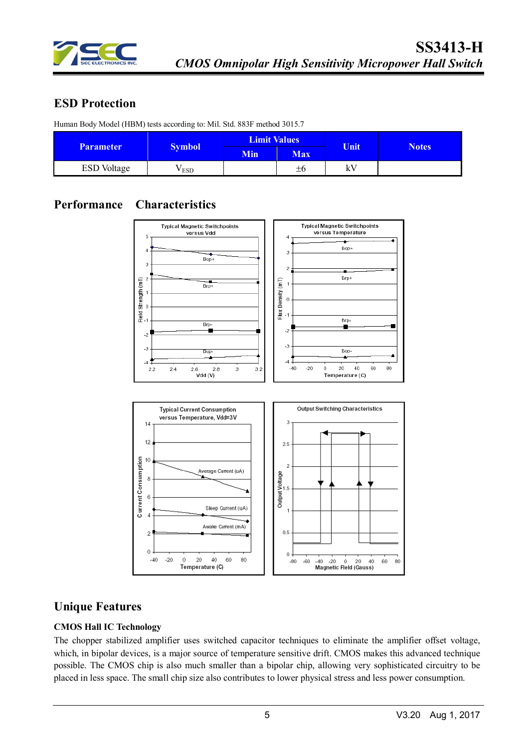## ESD Protection

Human Body Model (HBM) tests according to: Mil. Std. 883F method 3015.7

| Parameter | Symbol | Limit Values | | Unit | Notes |
|---|---|---|---|---|---|
| | | Min | Max | | |
| ESD Voltage | $V_{ESD}$ | | ±6 | kV | |

## Performance Characteristics

## Unique Features

### CMOS Hall IC Technology

The chopper stabilized amplifier uses switched capacitor techniques to eliminate the amplifier offset voltage, which, in bipolar devices, is a major source of temperature sensitive drift. CMOS makes this advanced technique possible. The CMOS chip is also much smaller than a bipolar chip, allowing very sophisticated circuitry to be placed in less space. The small chip size also contributes to lower physical stress and less power consumption.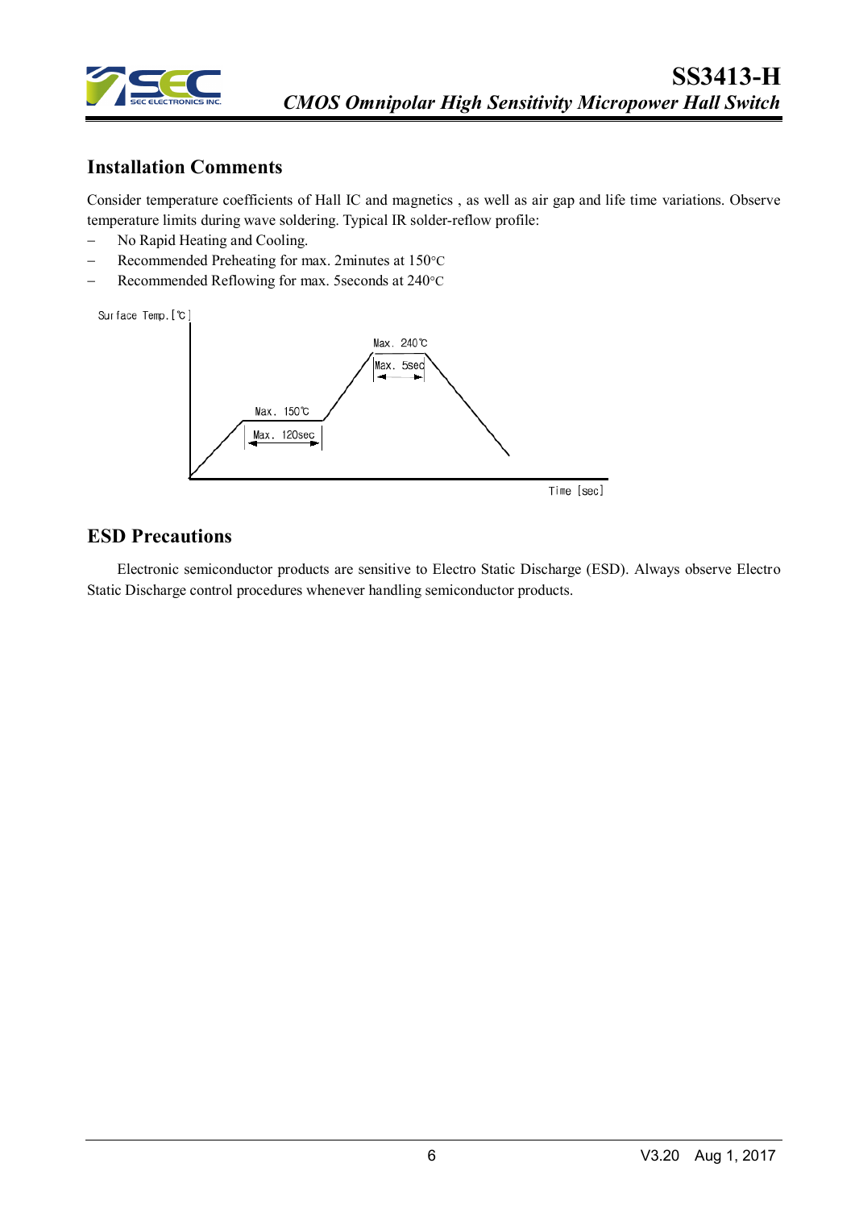## Installation Comments

Consider temperature coefficients of Hall IC and magnetics , as well as air gap and life time variations. Observe temperature limits during wave soldering. Typical IR solder-reflow profile:

- No Rapid Heating and Cooling.
- Recommended Preheating for max. 2minutes at 150°C
- Recommended Reflowing for max. 5seconds at 240°C

Surface Temp.[℃]

Max. 240℃

Max. 5sec

Max. 150℃

Max. 120sec

Time [sec]

## ESD Precautions

Electronic semiconductor products are sensitive to Electro Static Discharge (ESD). Always observe Electro Static Discharge control procedures whenever handling semiconductor products.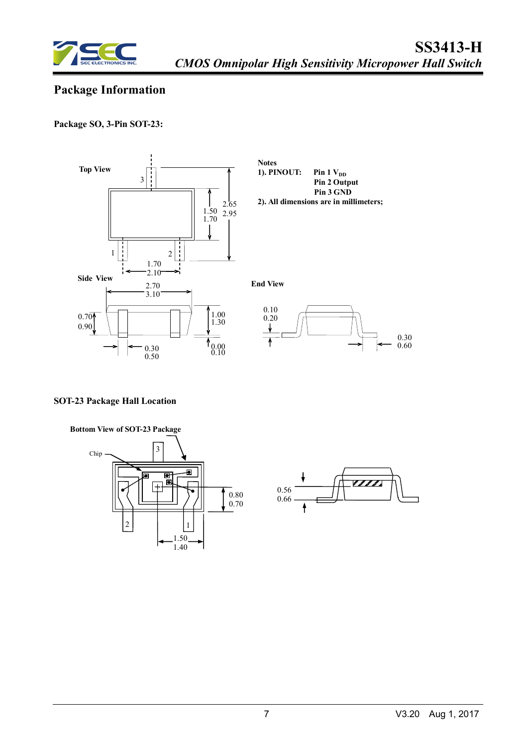## Package Information

**Package SO, 3-Pin SOT-23:**

Top View

3

1.50
1.70

2.65
2.95

1 2

1.70
2.10

**Notes**

**1). PINOUT:** **Pin 1 $V_{DD}$**
**Pin 2 Output**
**Pin 3 GND**

**2). All dimensions are in millimeters;**

Side View

2.70
3.10

0.70
0.90

1.00
1.30

0.30
0.50

0.00
0.10

End View

0.10
0.20

0.30
0.60

**SOT-23 Package Hall Location**

**Bottom View of SOT-23 Package**

Chip

3

2 1

0.80
0.70

1.50
1.40

0.56
0.66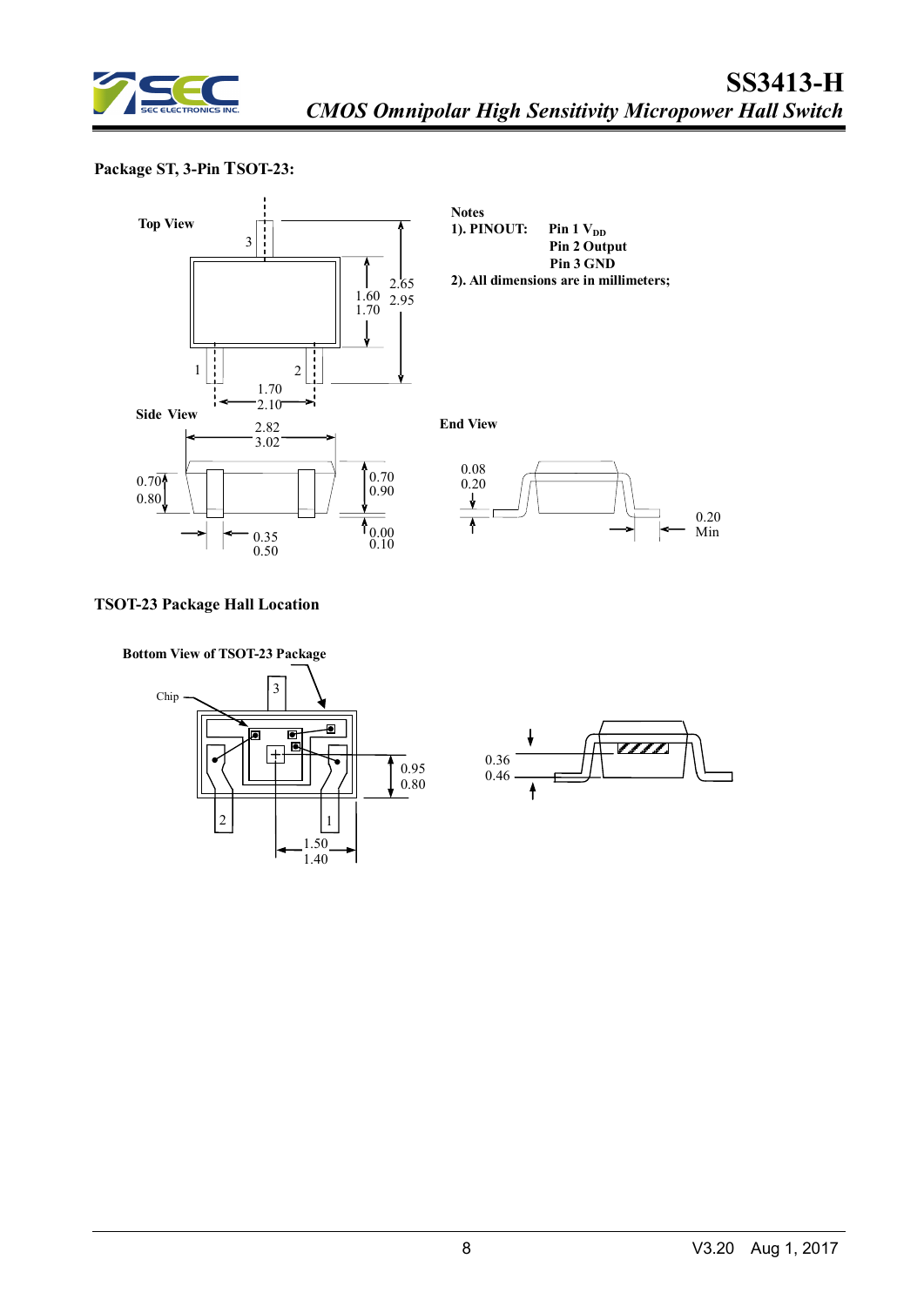## Package ST, 3-Pin TSOT-23:

Top View

3

1.60
1.70

2.65
2.95

1 2

1.70
2.10

Side View

2.82
3.02

0.70
0.80

0.70
0.90

0.00
0.10

0.35
0.50

**Notes**

**1). PINOUT:** **Pin 1 $V_{DD}$**
**Pin 2 Output**
**Pin 3 GND**

**2). All dimensions are in millimeters;**

**End View**

0.08
0.20

0.20
Min

## TSOT-23 Package Hall Location

**Bottom View of TSOT-23 Package**

Chip

3

2 1

0.95
0.80

1.50
1.40

0.36
0.46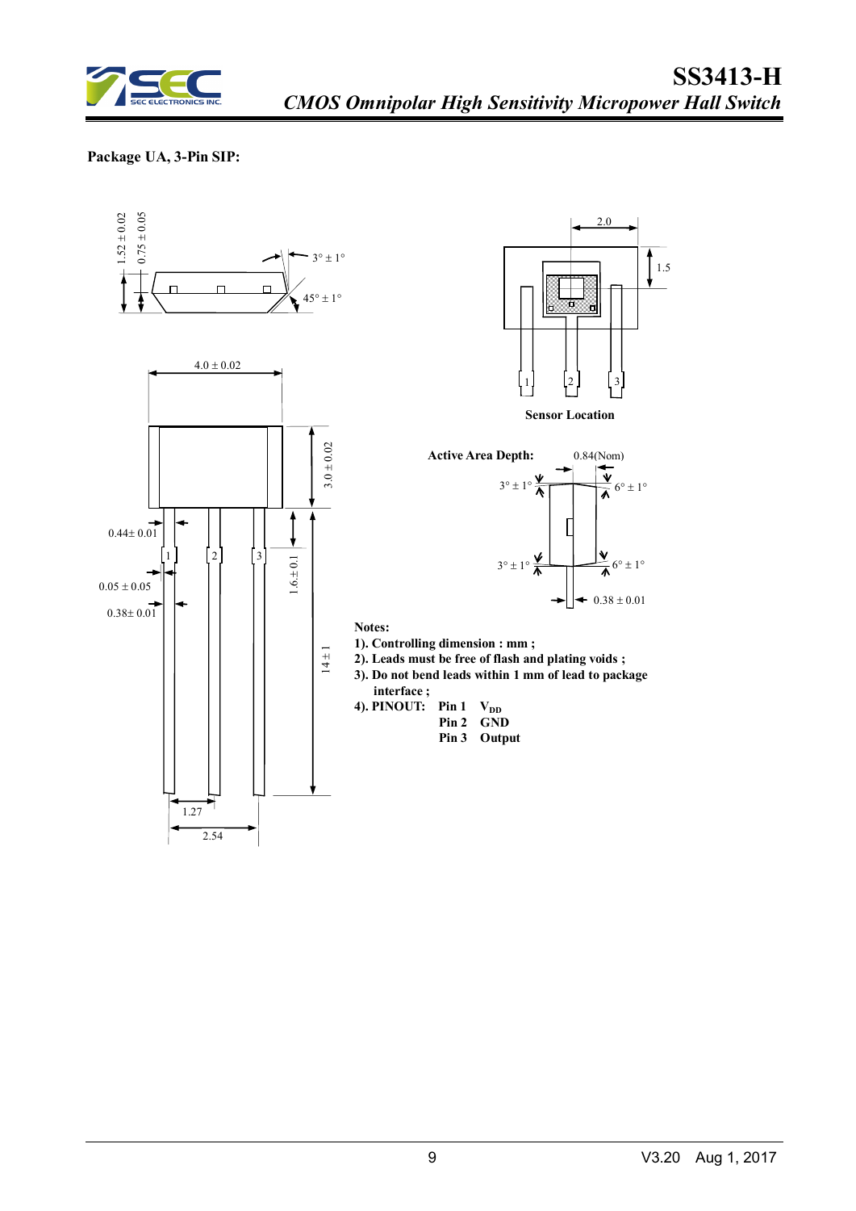**Package UA, 3-Pin SIP:**

1.52 ± 0.02
0.75 ± 0.05
3° ± 1°
45° ± 1°
4.0 ± 0.02
3.0 ± 0.02
0.44± 0.01
0.05 ± 0.05
0.38± 0.01
1.6 ± 0.1
14 ± 1
1.27
2.54

2.0
1.5

**Sensor Location**

**Active Area Depth:** 0.84(Nom)

3° ± 1°
6° ± 1°
3° ± 1°
6° ± 1°
0.38 ± 0.01

**Notes:**

**1). Controlling dimension : mm ;**
**2). Leads must be free of flash and plating voids ;**
**3). Do not bend leads within 1 mm of lead to package interface ;**
**4). PINOUT:** **Pin 1** $V_{DD}$
**Pin 2** **GND**
**Pin 3** **Output**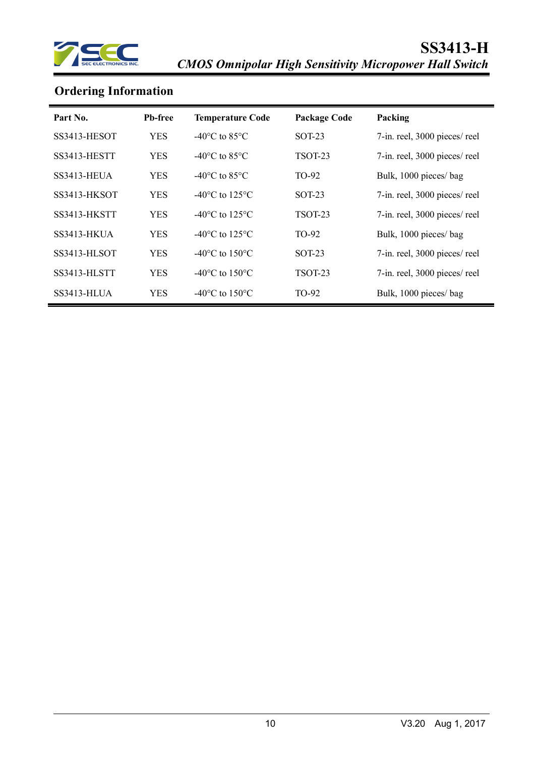## Ordering Information

| Part No. | Pb-free | Temperature Code | Package Code | Packing |
|---|---|---|---|---|
| SS3413-HESOT | YES | -40°C to 85°C | SOT-23 | 7-in. reel, 3000 pieces/ reel |
| SS3413-HESTT | YES | -40°C to 85°C | TSOT-23 | 7-in. reel, 3000 pieces/ reel |
| SS3413-HEUA | YES | -40°C to 85°C | TO-92 | Bulk, 1000 pieces/ bag |
| SS3413-HKSOT | YES | -40°C to 125°C | SOT-23 | 7-in. reel, 3000 pieces/ reel |
| SS3413-HKSTT | YES | -40°C to 125°C | TSOT-23 | 7-in. reel, 3000 pieces/ reel |
| SS3413-HKUA | YES | -40°C to 125°C | TO-92 | Bulk, 1000 pieces/ bag |
| SS3413-HLSOT | YES | -40°C to 150°C | SOT-23 | 7-in. reel, 3000 pieces/ reel |
| SS3413-HLSTT | YES | -40°C to 150°C | TSOT-23 | 7-in. reel, 3000 pieces/ reel |
| SS3413-HLUA | YES | -40°C to 150°C | TO-92 | Bulk, 1000 pieces/ bag |